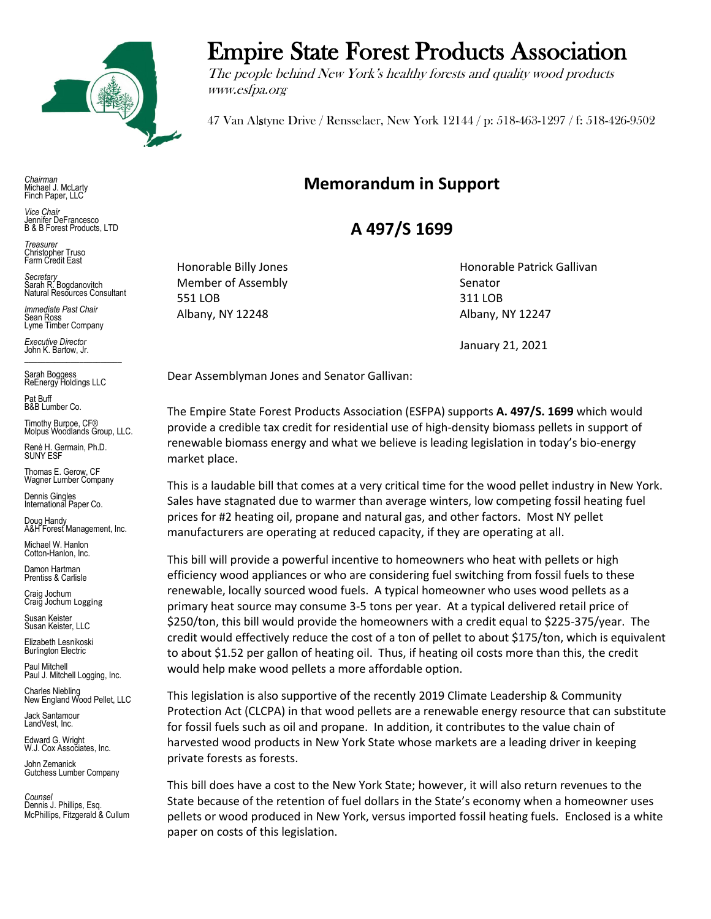# Empire State Forest Products Association

*The people behind New York's healthy forests and quality wood products*
*www.esfpa.org*

47 Van Alstyne Drive / Rensselaer, New York 12144 / p: 518-463-1297 / f: 518-426-9502

*Chairman*
Michael J. McLarty
Finch Paper, LLC

*Vice Chair*
Jennifer DeFrancesco
B & B Forest Products, LTD

*Treasurer*
Christopher Truso
Farm Credit East

*Secretary*
Sarah R. Bogdanovitch
Natural Resources Consultant

*Immediate Past Chair*
Sean Ross
Lyme Timber Company

*Executive Director*
John K. Bartow, Jr.

Sarah Boggess
ReEnergy Holdings LLC

Pat Buff
B&B Lumber Co.

Timothy Burpoe, CF®
Molpus Woodlands Group, LLC.

Renè H. Germain, Ph.D.
SUNY ESF

Thomas E. Gerow, CF
Wagner Lumber Company

Dennis Gingles
International Paper Co.

Doug Handy
A&H Forest Management, Inc.

Michael W. Hanlon
Cotton-Hanlon, Inc.

Damon Hartman
Prentiss & Carlisle

Craig Jochum
Craig Jochum Logging

Susan Keister
Susan Keister, LLC

Elizabeth Lesnikoski
Burlington Electric

Paul Mitchell
Paul J. Mitchell Logging, Inc.

Charles Niebling
New England Wood Pellet, LLC

Jack Santamour
LandVest, Inc.

Edward G. Wright
W.J. Cox Associates, Inc.

John Zemanick
Gutchess Lumber Company

*Counsel*
Dennis J. Phillips, Esq.
McPhillips, Fitzgerald & Cullum

## Memorandum in Support

## A 497/S 1699

Honorable Billy Jones
Member of Assembly
551 LOB
Albany, NY 12248

Honorable Patrick Gallivan
Senator
311 LOB
Albany, NY 12247

January 21, 2021

Dear Assemblyman Jones and Senator Gallivan:

The Empire State Forest Products Association (ESFPA) supports **A. 497/S. 1699** which would provide a credible tax credit for residential use of high-density biomass pellets in support of renewable biomass energy and what we believe is leading legislation in today's bio-energy market place.

This is a laudable bill that comes at a very critical time for the wood pellet industry in New York. Sales have stagnated due to warmer than average winters, low competing fossil heating fuel prices for #2 heating oil, propane and natural gas, and other factors. Most NY pellet manufacturers are operating at reduced capacity, if they are operating at all.

This bill will provide a powerful incentive to homeowners who heat with pellets or high efficiency wood appliances or who are considering fuel switching from fossil fuels to these renewable, locally sourced wood fuels. A typical homeowner who uses wood pellets as a primary heat source may consume 3-5 tons per year. At a typical delivered retail price of $250/ton, this bill would provide the homeowners with a credit equal to $225-375/year. The credit would effectively reduce the cost of a ton of pellet to about $175/ton, which is equivalent to about $1.52 per gallon of heating oil. Thus, if heating oil costs more than this, the credit would help make wood pellets a more affordable option.

This legislation is also supportive of the recently 2019 Climate Leadership & Community Protection Act (CLCPA) in that wood pellets are a renewable energy resource that can substitute for fossil fuels such as oil and propane. In addition, it contributes to the value chain of harvested wood products in New York State whose markets are a leading driver in keeping private forests as forests.

This bill does have a cost to the New York State; however, it will also return revenues to the State because of the retention of fuel dollars in the State's economy when a homeowner uses pellets or wood produced in New York, versus imported fossil heating fuels. Enclosed is a white paper on costs of this legislation.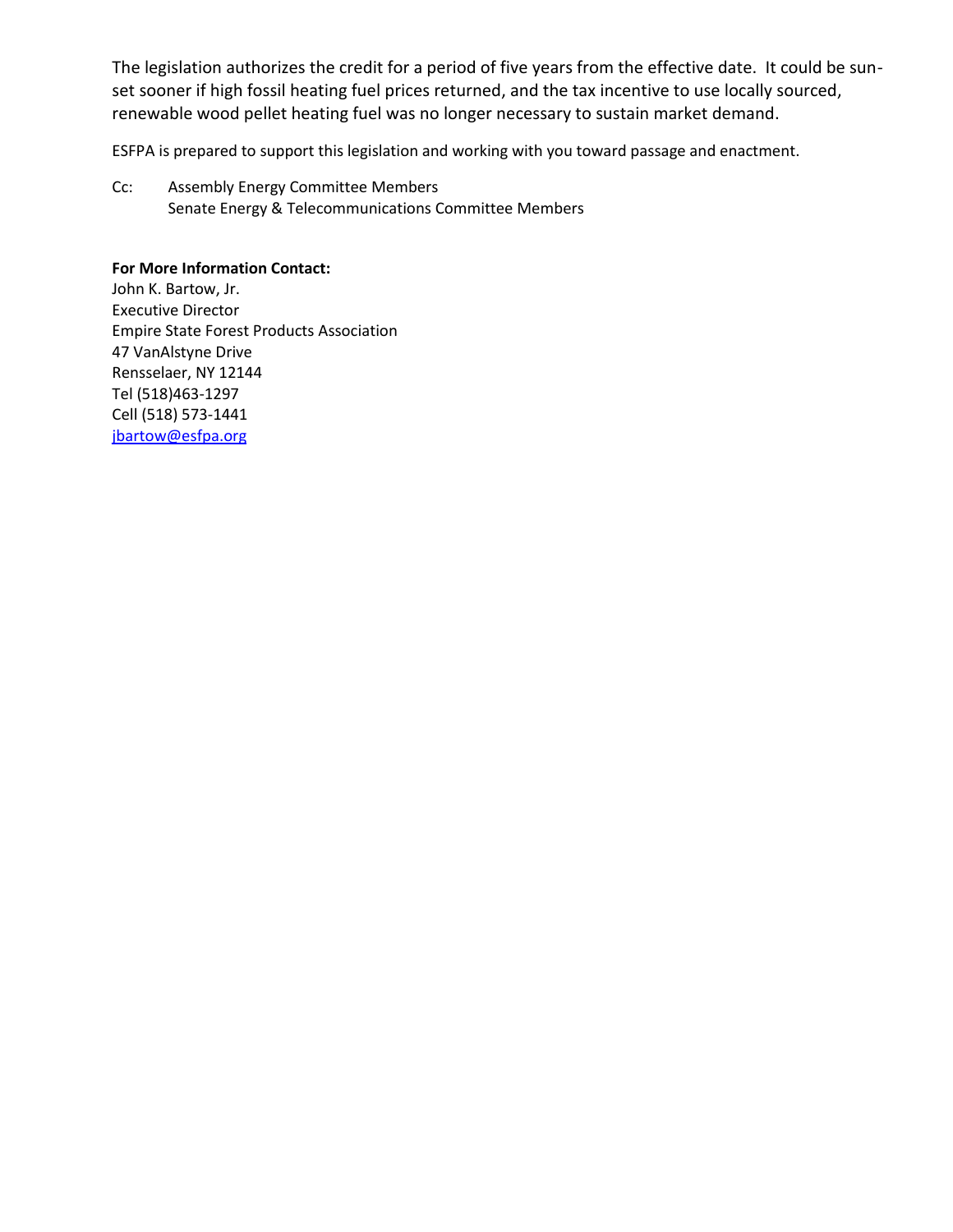The legislation authorizes the credit for a period of five years from the effective date. It could be sun-set sooner if high fossil heating fuel prices returned, and the tax incentive to use locally sourced, renewable wood pellet heating fuel was no longer necessary to sustain market demand.

ESFPA is prepared to support this legislation and working with you toward passage and enactment.

Cc: Assembly Energy Committee Members
Senate Energy & Telecommunications Committee Members

**For More Information Contact:**
John K. Bartow, Jr.
Executive Director
Empire State Forest Products Association
47 VanAlstyne Drive
Rensselaer, NY 12144
Tel (518)463-1297
Cell (518) 573-1441
jbartow@esfpa.org